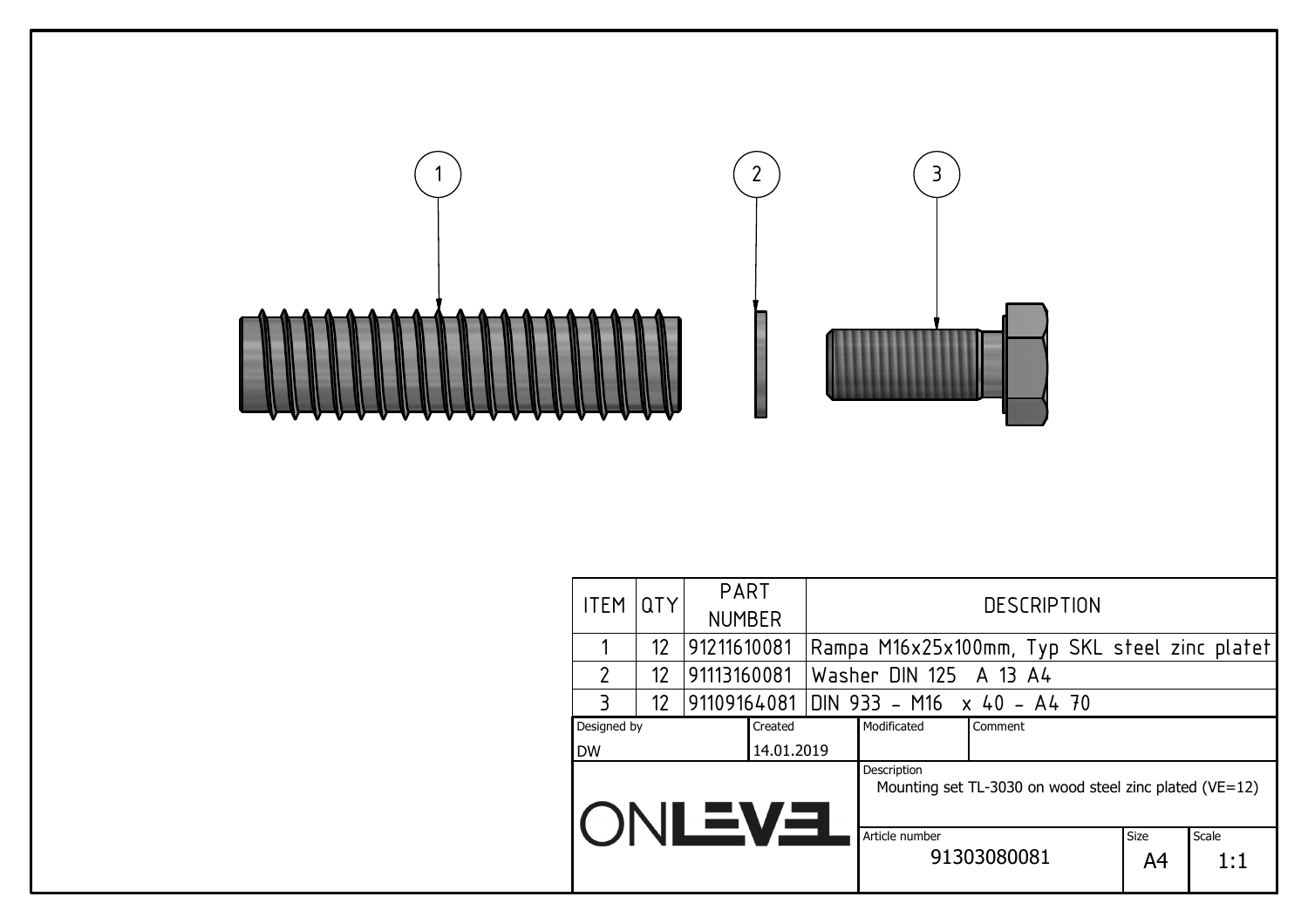1 2 3

| ITEM | QTY | PART NUMBER | DESCRIPTION |
| --- | --- | --- | --- |
| 1 | 12 | 91211610081 | Rampa M16x25x100mm, Typ SKL steel zinc platet |
| 2 | 12 | 91113160081 | Washer DIN 125 A 13 A4 |
| 3 | 12 | 91109164081 | DIN 933 - M16 x 40 - A4 70 |

| Designed by | Created | Modificated | Comment |
| --- | --- | --- | --- |
| DW | 14.01.2019 | | |

ONLEVEL

Description: Mounting set TL-3030 on wood steel zinc plated (VE=12)

| Article number | Size | Scale |
| --- | --- | --- |
| 91303080081 | A4 | 1:1 |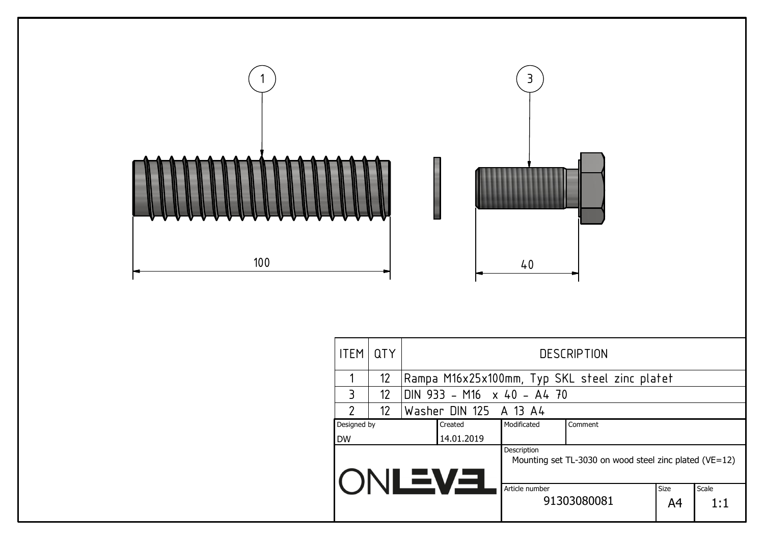1

3

100

40

| ITEM | QTY | DESCRIPTION |
|---|---|---|
| 1 | 12 | Rampa M16x25x100mm, Typ SKL steel zinc platet |
| 3 | 12 | DIN 933 - M16 x 40 - A4 70 |
| 2 | 12 | Washer DIN 125 A 13 A4 |

| Designed by | Created | Modificated | Comment |
|---|---|---|---|
| DW | 14.01.2019 | | |

ONLEVEL

Description
Mounting set TL-3030 on wood steel zinc plated (VE=12)

| Article number | Size | Scale |
|---|---|---|
| 91303080081 | A4 | 1:1 |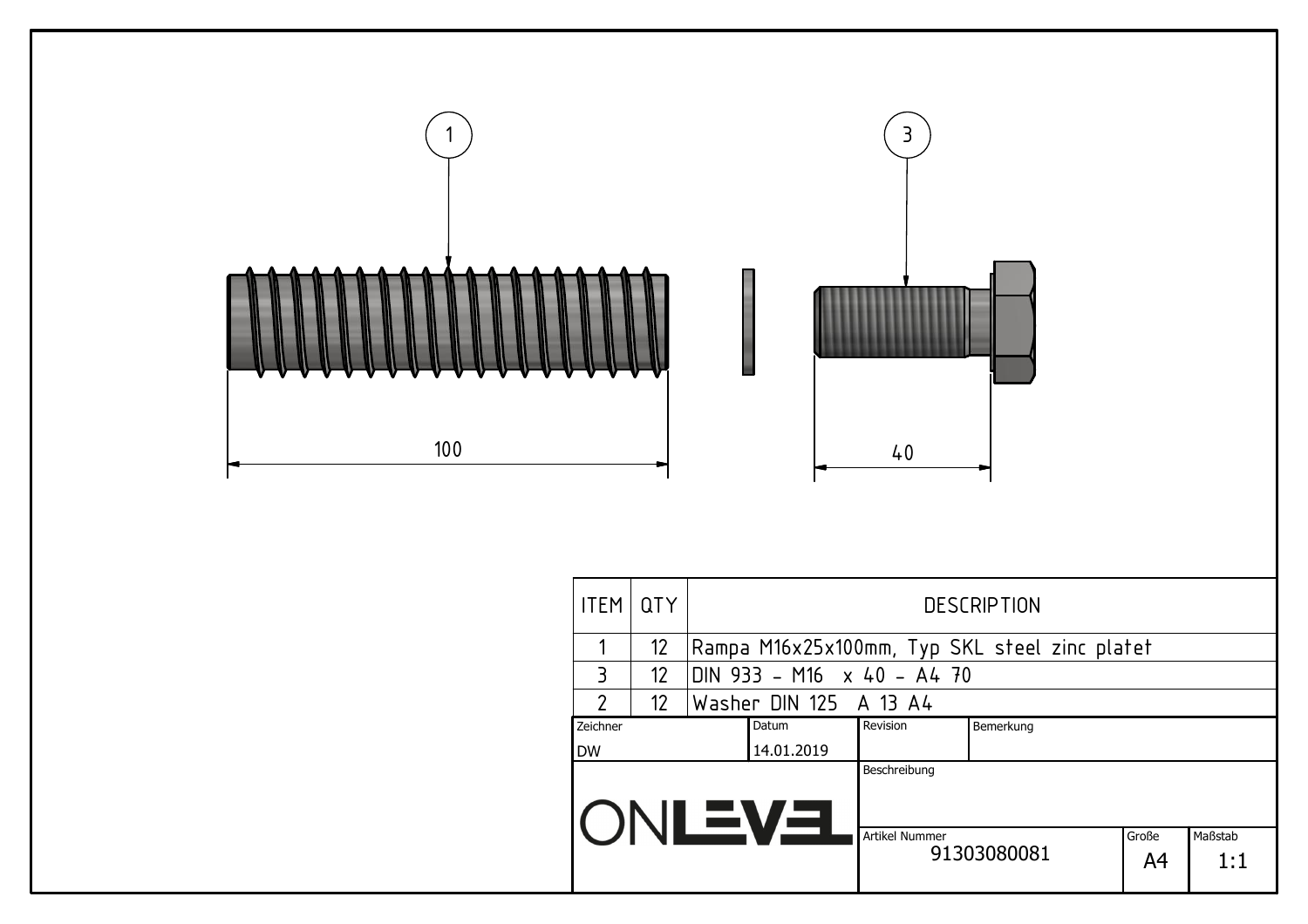1

3

100

40

| ITEM | QTY | DESCRIPTION |
|---|---|---|
| 1 | 12 | Rampa M16x25x100mm, Typ SKL steel zinc platet |
| 3 | 12 | DIN 933 - M16 x 40 - A4 70 |
| 2 | 12 | Washer DIN 125 A 13 A4 |

| Zeichner | Datum | Revision | Bemerkung |
|---|---|---|---|
| DW | 14.01.2019 | | |

ONLEVEL

| Beschreibung | | |
|---|---|---|
| Artikel Nummer | Große | Maßstab |
| 91303080081 | A4 | 1:1 |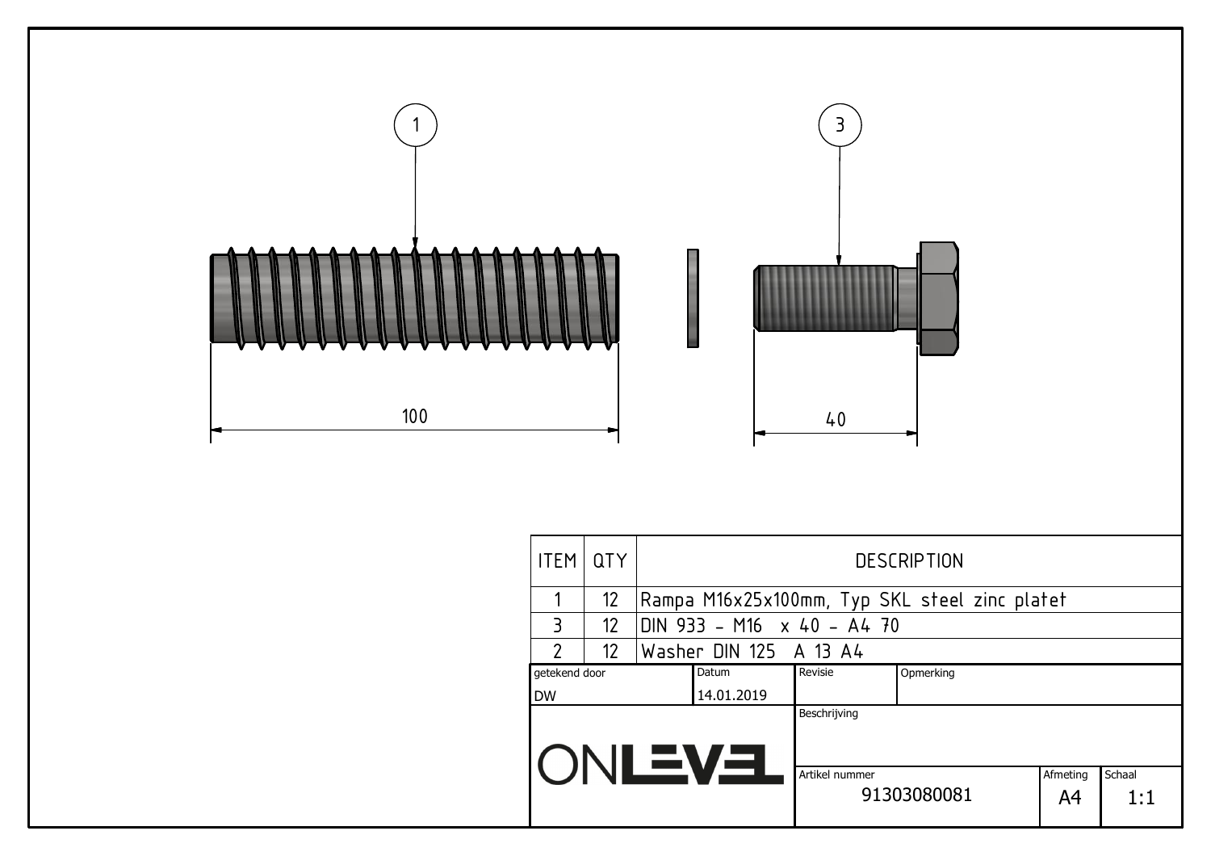1

3

100

40

| ITEM | QTY | DESCRIPTION |
|---|---|---|
| 1 | 12 | Rampa M16x25x100mm, Typ SKL steel zinc platet |
| 3 | 12 | DIN 933 - M16 x 40 - A4 70 |
| 2 | 12 | Washer DIN 125 A 13 A4 |

| getekend door | Datum | Revisie | Opmerking |
|---|---|---|---|
| DW | 14.01.2019 | | |

ONLEVEL

Beschrijving

| Artikel nummer | Afmeting | Schaal |
|---|---|---|
| 91303080081 | A4 | 1:1 |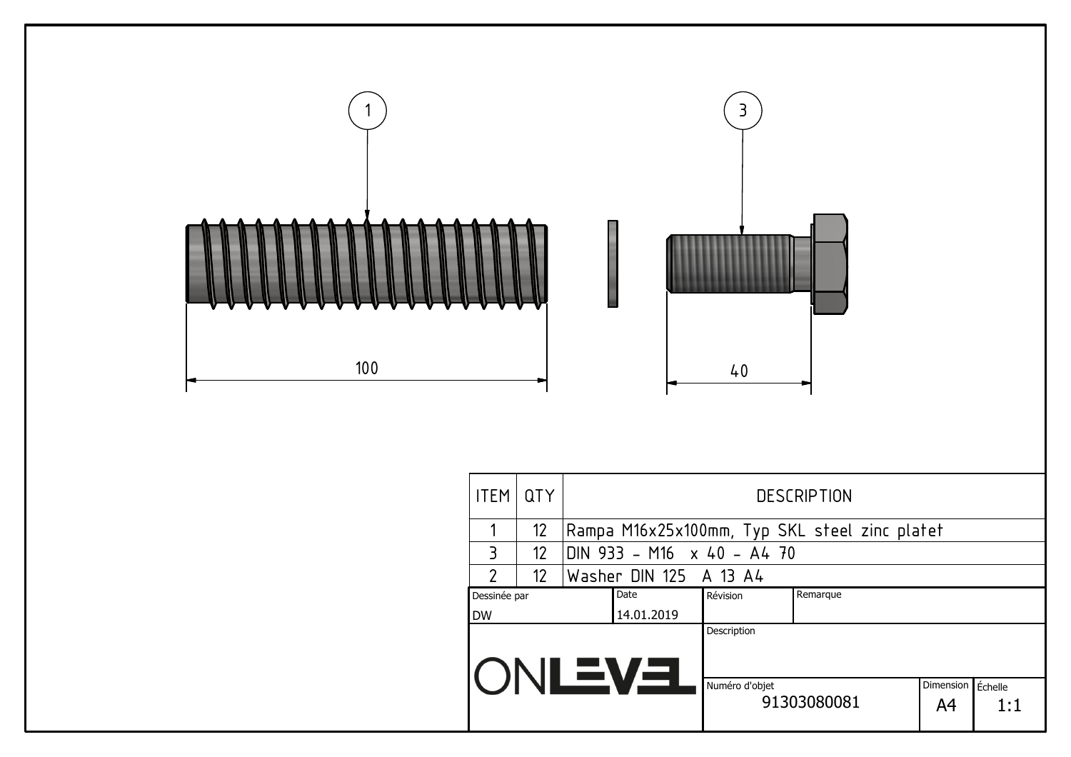1

3

100

40

| ITEM | QTY | DESCRIPTION |
| --- | --- | --- |
| 1 | 12 | Rampa M16x25x100mm, Typ SKL steel zinc platet |
| 3 | 12 | DIN 933 - M16 x 40 - A4 70 |
| 2 | 12 | Washer DIN 125 A 13 A4 |

| Dessinée par | Date | Révision | Remarque |
| --- | --- | --- | --- |
| DW | 14.01.2019 | | |

ONLEVEL

| Description | | |
| --- | --- | --- |
| **Numéro d'objet** | **Dimension** | **Échelle** |
| 91303080081 | A4 | 1:1 |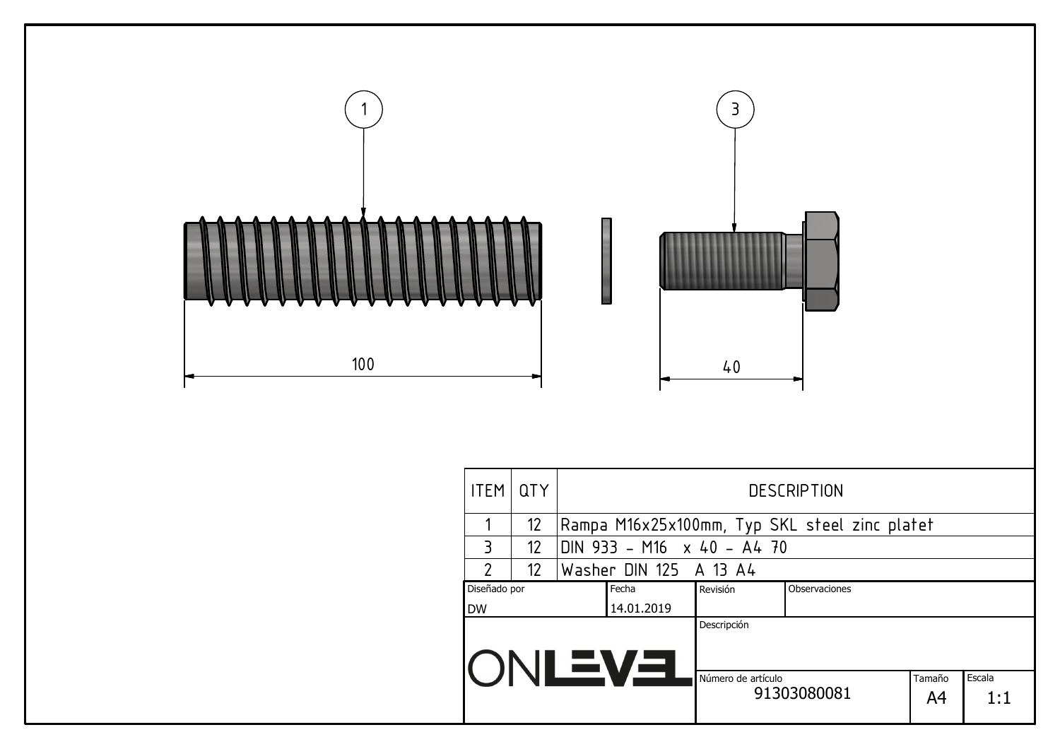1

3

100

40

| ITEM | QTY | DESCRIPTION |
|---|---|---|
| 1 | 12 | Rampa M16x25x100mm, Typ SKL steel zinc platet |
| 3 | 12 | DIN 933 - M16 x 40 - A4 70 |
| 2 | 12 | Washer DIN 125 A 13 A4 |

| Diseñado por | Fecha | Revisión | Observaciones |
|---|---|---|---|
| DW | 14.01.2019 | | |

ONLEVEL

| Descripción | | |
|---|---|---|
| **Número de artículo** | **Tamaño** | **Escala** |
| 91303080081 | A4 | 1:1 |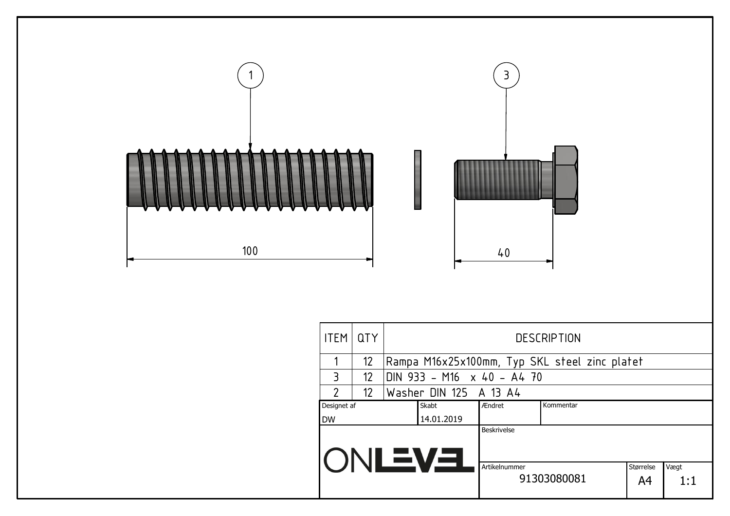1

3

100

40

| ITEM | QTY | DESCRIPTION |
| --- | --- | --- |
| 1 | 12 | Rampa M16x25x100mm, Typ SKL steel zinc platet |
| 3 | 12 | DIN 933 - M16 x 40 - A4 70 |
| 2 | 12 | Washer DIN 125 A 13 A4 |

| Designet af | Skabt | Ændret | Kommentar |
| --- | --- | --- | --- |
| DW | 14.01.2019 | | |

ONLEVEL

| Beskrivelse | | |
| --- | --- | --- |
| **Artikelnummer** | **Størrelse** | **Vægt** |
| 91303080081 | A4 | 1:1 |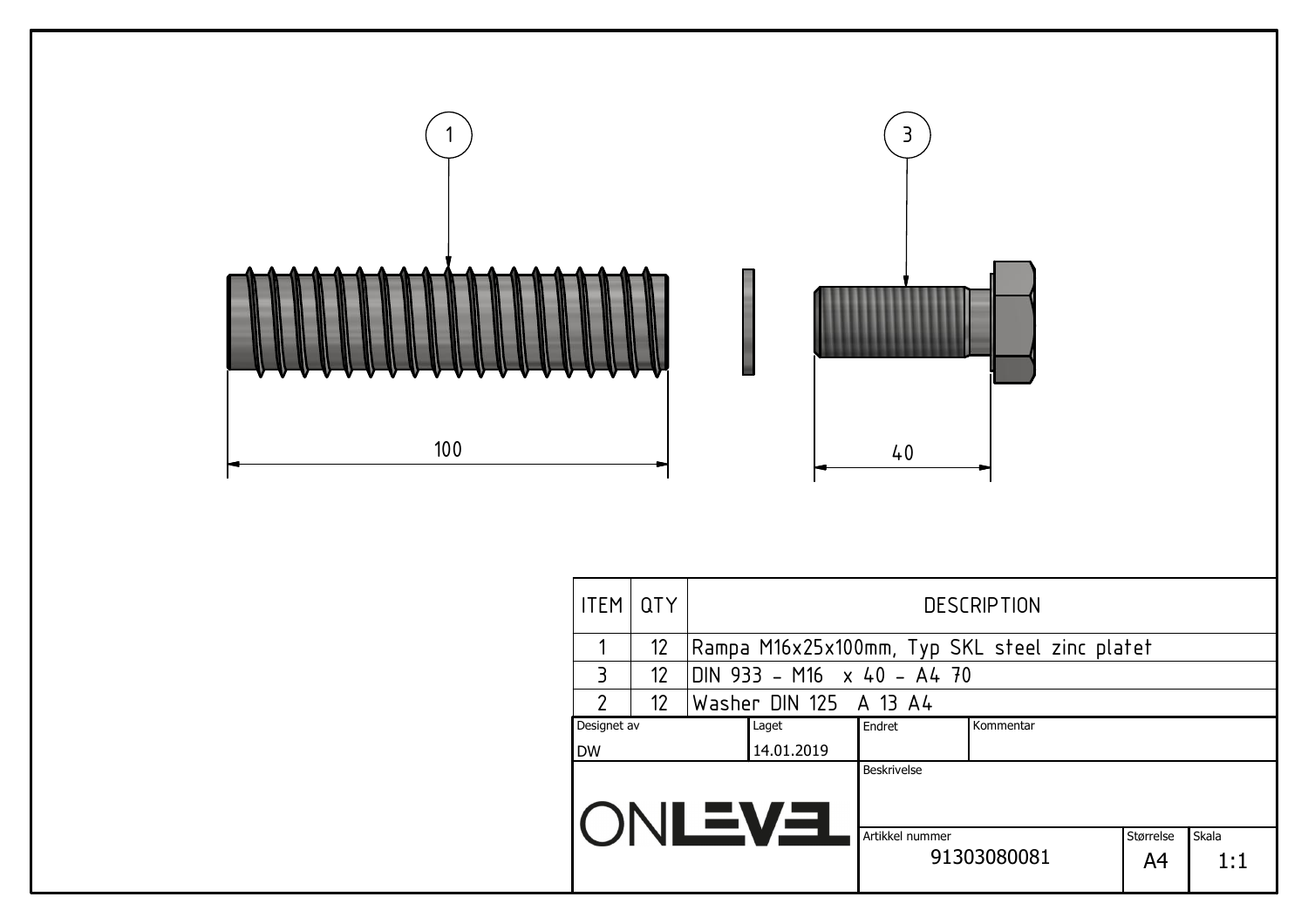1

3

100

40

| ITEM | QTY | DESCRIPTION |
|---|---|---|
| 1 | 12 | Rampa M16x25x100mm, Typ SKL steel zinc platet |
| 3 | 12 | DIN 933 - M16  x 40 - A4 70 |
| 2 | 12 | Washer DIN 125  A 13 A4 |

| Designet av | Laget | Endret | Kommentar |
|---|---|---|---|
| DW | 14.01.2019 | | |

ONLEVEL

| Beskrivelse | | |
|---|---|---|
| **Artikkel nummer** | **Størrelse** | **Skala** |
| 91303080081 | A4 | 1:1 |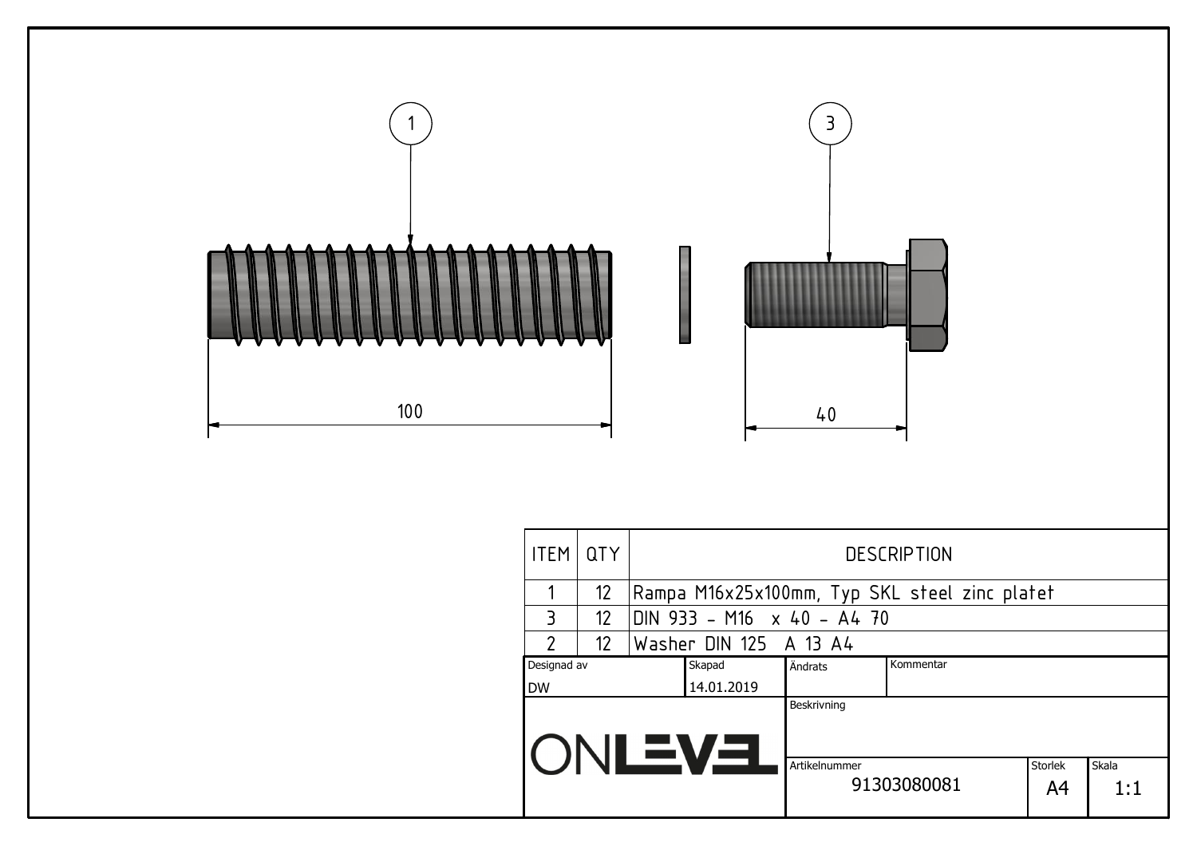1

3

100

40

| ITEM | QTY | DESCRIPTION |
|---|---|---|
| 1 | 12 | Rampa M16x25x100mm, Typ SKL steel zinc platet |
| 3 | 12 | DIN 933 - M16 x 40 - A4 70 |
| 2 | 12 | Washer DIN 125 A 13 A4 |

| Designad av | Skapad | Ändrats | Kommentar |
|---|---|---|---|
| DW | 14.01.2019 | | |

ONLEVEL

Beskrivning

| Artikelnummer | Storlek | Skala |
|---|---|---|
| 91303080081 | A4 | 1:1 |